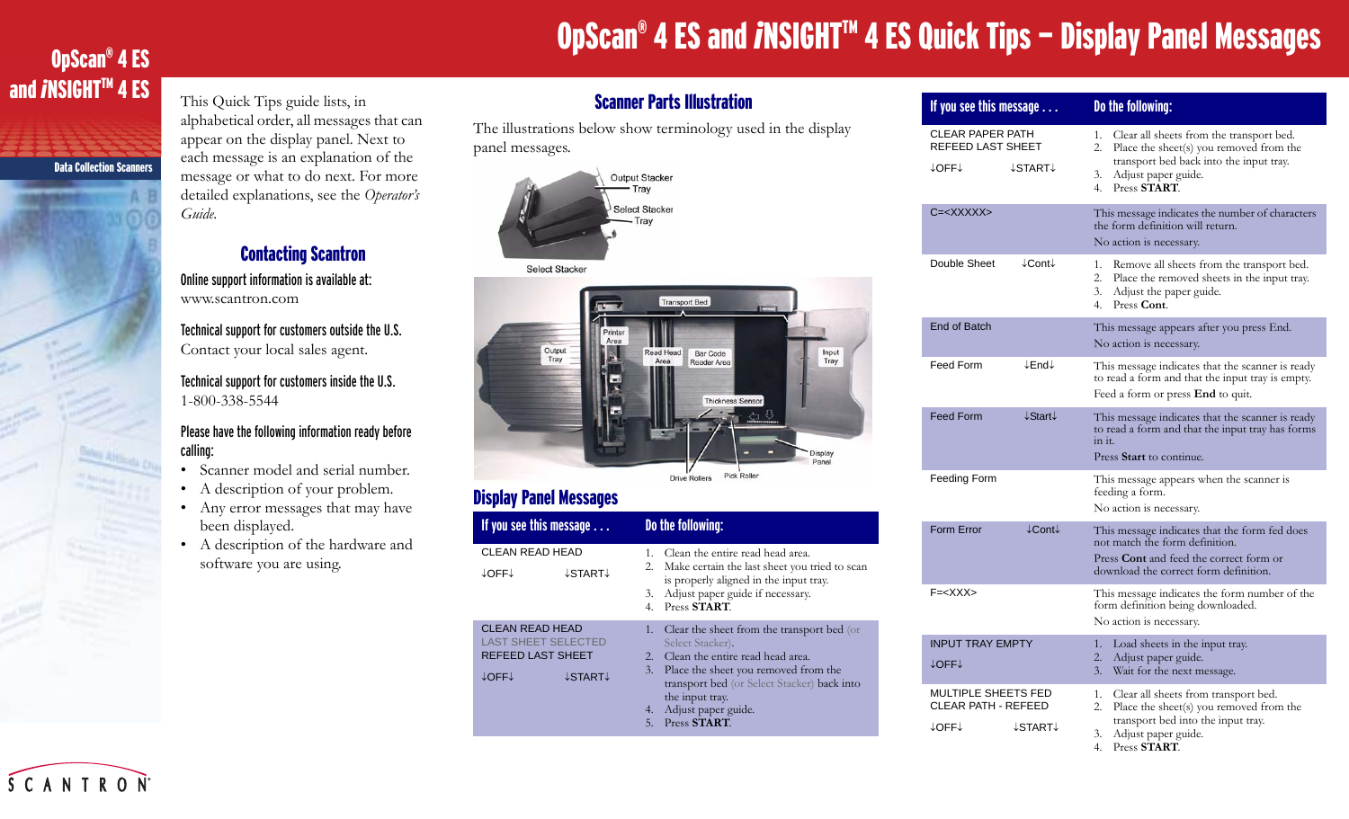# OpScan® 4 ES and *i*NSIGHT™ 4 ES Quick Tips – Display Panel Messages

**OpScan® 4 ES and *i*NSIGHT™ 4 ES**

**Data Collection Scanners**

This Quick Tips guide lists, in alphabetical order, all messages that can appear on the display panel. Next to each message is an explanation of the message or what to do next. For more detailed explanations, see the *Operator's Guide*.

## Contacting Scantron

**Online support information is available at:**
www.scantron.com

**Technical support for customers outside the U.S.**
Contact your local sales agent.

**Technical support for customers inside the U.S.**
1-800-338-5544

**Please have the following information ready before calling:**

- Scanner model and serial number.
- A description of your problem.
- Any error messages that may have been displayed.
- A description of the hardware and software you are using.

## Scanner Parts Illustration

The illustrations below show terminology used in the display panel messages.

Output Stacker Tray
Select Stacker Tray
Select Stacker

Transport Bed, Printer Area, Output Tray, Read Head Area, Bar Code Reader Area, Input Tray, Thickness Sensor, Display Panel, Drive Rollers, Pick Roller

## Display Panel Messages

| If you see this message . . . | Do the following: |
|---|---|
| CLEAN READ HEAD<br>↓OFF↓ ↓START↓ | 1. Clean the entire read head area.<br>2. Make certain the last sheet you tried to scan is properly aligned in the input tray.<br>3. Adjust paper guide if necessary.<br>4. Press **START**. |
| CLEAN READ HEAD<br>LAST SHEET SELECTED<br>REFEED LAST SHEET<br>↓OFF↓ ↓START↓ | 1. Clear the sheet from the transport bed (or Select Stacker).<br>2. Clean the entire read head area.<br>3. Place the sheet you removed from the transport bed (or Select Stacker) back into the input tray.<br>4. Adjust paper guide.<br>5. Press **START**. |
| CLEAR PAPER PATH<br>REFEED LAST SHEET<br>↓OFF↓ ↓START↓ | 1. Clear all sheets from the transport bed.<br>2. Place the sheet(s) you removed from the transport bed back into the input tray.<br>3. Adjust paper guide.<br>4. Press **START**. |
| C=<XXXXX> | This message indicates the number of characters the form definition will return.<br>No action is necessary. |
| Double Sheet ↓Cont↓ | 1. Remove all sheets from the transport bed.<br>2. Place the removed sheets in the input tray.<br>3. Adjust the paper guide.<br>4. Press **Cont**. |
| End of Batch | This message appears after you press End.<br>No action is necessary. |
| Feed Form ↓End↓ | This message indicates that the scanner is ready to read a form and that the input tray is empty.<br>Feed a form or press **End** to quit. |
| Feed Form ↓Start↓ | This message indicates that the scanner is ready to read a form and that the input tray has forms in it.<br>Press **Start** to continue. |
| Feeding Form | This message appears when the scanner is feeding a form.<br>No action is necessary. |
| Form Error ↓Cont↓ | This message indicates that the form fed does not match the form definition.<br>Press **Cont** and feed the correct form or download the correct form definition. |
| F=<XXX> | This message indicates the form number of the form definition being downloaded.<br>No action is necessary. |
| INPUT TRAY EMPTY<br>↓OFF↓ | 1. Load sheets in the input tray.<br>2. Adjust paper guide.<br>3. Wait for the next message. |
| MULTIPLE SHEETS FED<br>CLEAR PATH - REFEED<br>↓OFF↓ ↓START↓ | 1. Clear all sheets from transport bed.<br>2. Place the sheet(s) you removed from the transport bed into the input tray.<br>3. Adjust paper guide.<br>4. Press **START**. |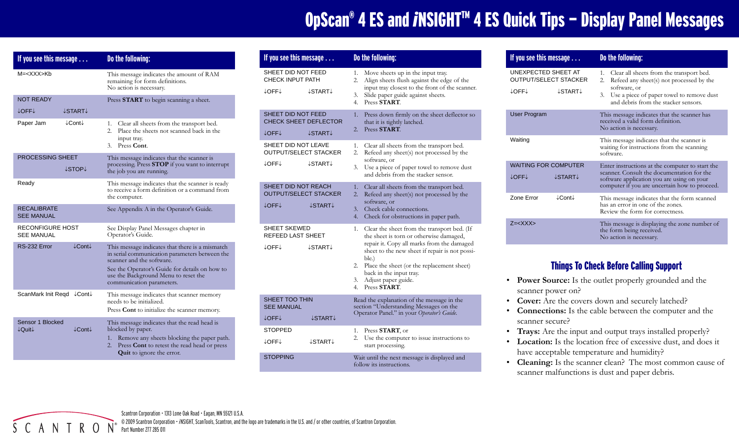# OpScan® 4 ES and *i*NSIGHT™ 4 ES Quick Tips – Display Panel Messages

| If you see this message . . . | Do the following: |
|---|---|
| M=<XXX>Kb | This message indicates the amount of RAM remaining for form definitions.<br>No action is necessary. |
| NOT READY<br>↓OFF↓ ↓START↓ | Press **START** to begin scanning a sheet. |
| Paper Jam ↓Cont↓ | 1. Clear all sheets from the transport bed.<br>2. Place the sheets not scanned back in the input tray.<br>3. Press **Cont**. |
| PROCESSING SHEET<br>↓STOP↓ | This message indicates that the scanner is processing. Press **STOP** if you want to interrupt the job you are running. |
| Ready | This message indicates that the scanner is ready to receive a form definition or a command from the computer. |
| RECALIBRATE<br>SEE MANUAL | See Appendix A in the Operator's Guide. |
| RECONFIGURE HOST<br>SEE MANUAL | See Display Panel Messages chapter in Operator's Guide. |
| RS-232 Error ↓Cont↓ | This message indicates that there is a mismatch in serial communication parameters between the scanner and the software.<br>See the Operator's Guide for details on how to use the Background Menu to reset the communication parameters. |
| ScanMark Init Reqd ↓Cont↓ | This message indicates that scanner memory needs to be initialized.<br>Press **Cont** to initialize the scanner memory. |
| Sensor 1 Blocked<br>↓Quit↓ ↓Cont↓ | This message indicates that the read head is blocked by paper.<br>1. Remove any sheets blocking the paper path.<br>2. Press **Cont** to retest the read head or press **Quit** to ignore the error. |

| If you see this message . . . | Do the following: |
|---|---|
| SHEET DID NOT FEED<br>CHECK INPUT PATH<br>↓OFF↓ ↓START↓ | 1. Move sheets up in the input tray.<br>2. Align sheets flush against the edge of the input tray closest to the front of the scanner.<br>3. Slide paper guide against sheets.<br>4. Press **START**. |
| SHEET DID NOT FEED<br>CHECK SHEET DEFLECTOR<br>↓OFF↓ ↓START↓ | 1. Press down firmly on the sheet deflector so that it is tightly latched.<br>2. Press **START**. |
| SHEET DID NOT LEAVE<br>OUTPUT/SELECT STACKER<br>↓OFF↓ ↓START↓ | 1. Clear all sheets from the transport bed.<br>2. Refeed any sheet(s) not processed by the software, or<br>3. Use a piece of paper towel to remove dust and debris from the stacker sensor. |
| SHEET DID NOT REACH<br>OUTPUT/SELECT STACKER<br>↓OFF↓ ↓START↓ | 1. Clear all sheets from the transport bed.<br>2. Refeed any sheet(s) not processed by the software, or<br>3. Check cable connections.<br>4. Check for obstructions in paper path. |
| SHEET SKEWED<br>REFEED LAST SHEET<br>↓OFF↓ ↓START↓ | 1. Clear the sheet from the transport bed. (If the sheet is torn or otherwise damaged, repair it. Copy all marks from the damaged sheet to the new sheet if repair is not possible.)<br>2. Place the sheet (or the replacement sheet) back in the input tray.<br>3. Adjust paper guide.<br>4. Press **START**. |
| SHEET TOO THIN<br>SEE MANUAL<br>↓OFF↓ ↓START↓ | Read the explanation of the message in the section "Understanding Messages on the Operator Panel." in your *Operator's Guide*. |
| STOPPED<br>↓OFF↓ ↓START↓ | 1. Press **START**, or<br>2. Use the computer to issue instructions to start processing. |
| STOPPING | Wait until the next message is displayed and follow its instructions. |

| If you see this message . . . | Do the following: |
|---|---|
| UNEXPECTED SHEET AT<br>OUTPUT/SELECT STACKER<br>↓OFF↓ ↓START↓ | 1. Clear all sheets from the transport bed.<br>2. Refeed any sheet(s) not processed by the software, or<br>3. Use a piece of paper towel to remove dust and debris from the stacker sensors. |
| User Program | This message indicates that the scanner has received a valid form definition.<br>No action is necessary. |
| Waiting | This message indicates that the scanner is waiting for instructions from the scanning software. |
| WAITING FOR COMPUTER<br>↓OFF↓ ↓START↓ | Enter instructions at the computer to start the scanner. Consult the documentation for the software application you are using on your computer if you are uncertain how to proceed. |
| Zone Error ↓Cont↓ | This message indicates that the form scanned has an error in one of the zones.<br>Review the form for correctness. |
| Z=<XXX> | This message is displaying the zone number of the form being received.<br>No action is necessary. |

## Things To Check Before Calling Support

- **Power Source:** Is the outlet properly grounded and the scanner power on?
- **Cover:** Are the covers down and securely latched?
- **Connections:** Is the cable between the computer and the scanner secure?
- **Trays:** Are the input and output trays installed properly?
- **Location:** Is the location free of excessive dust, and does it have acceptable temperature and humidity?
- **Cleaning:** Is the scanner clean? The most common cause of scanner malfunctions is dust and paper debris.

SCANTRON®

Scantron Corporation • 1313 Lone Oak Road • Eagan, MN 55121 U.S.A.
© 2009 Scantron Corporation • *i*NSIGHT, ScanTools, Scantron, and the logo are trademarks in the U.S. and / or other countries, of Scantron Corporation.
Part Number 277 285 011